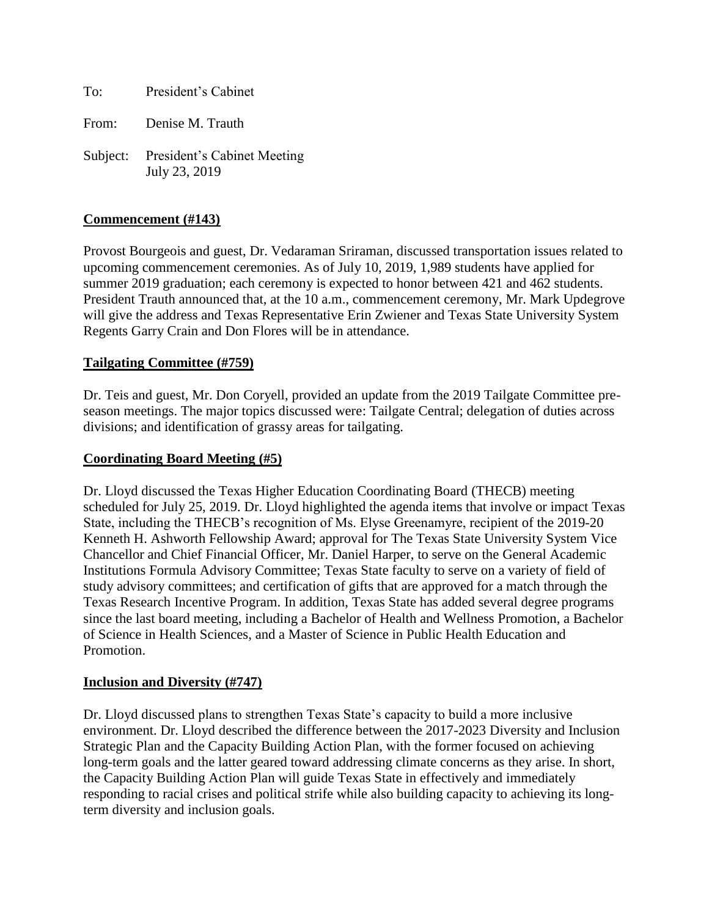To: President's Cabinet

From: Denise M. Trauth

Subject: President's Cabinet Meeting
July 23, 2019

**Commencement (#143)**

Provost Bourgeois and guest, Dr. Vedaraman Sriraman, discussed transportation issues related to upcoming commencement ceremonies. As of July 10, 2019, 1,989 students have applied for summer 2019 graduation; each ceremony is expected to honor between 421 and 462 students. President Trauth announced that, at the 10 a.m., commencement ceremony, Mr. Mark Updegrove will give the address and Texas Representative Erin Zwiener and Texas State University System Regents Garry Crain and Don Flores will be in attendance.

**Tailgating Committee (#759)**

Dr. Teis and guest, Mr. Don Coryell, provided an update from the 2019 Tailgate Committee pre-season meetings. The major topics discussed were: Tailgate Central; delegation of duties across divisions; and identification of grassy areas for tailgating.

**Coordinating Board Meeting (#5)**

Dr. Lloyd discussed the Texas Higher Education Coordinating Board (THECB) meeting scheduled for July 25, 2019. Dr. Lloyd highlighted the agenda items that involve or impact Texas State, including the THECB's recognition of Ms. Elyse Greenamyre, recipient of the 2019-20 Kenneth H. Ashworth Fellowship Award; approval for The Texas State University System Vice Chancellor and Chief Financial Officer, Mr. Daniel Harper, to serve on the General Academic Institutions Formula Advisory Committee; Texas State faculty to serve on a variety of field of study advisory committees; and certification of gifts that are approved for a match through the Texas Research Incentive Program. In addition, Texas State has added several degree programs since the last board meeting, including a Bachelor of Health and Wellness Promotion, a Bachelor of Science in Health Sciences, and a Master of Science in Public Health Education and Promotion.

**Inclusion and Diversity (#747)**

Dr. Lloyd discussed plans to strengthen Texas State's capacity to build a more inclusive environment. Dr. Lloyd described the difference between the 2017-2023 Diversity and Inclusion Strategic Plan and the Capacity Building Action Plan, with the former focused on achieving long-term goals and the latter geared toward addressing climate concerns as they arise. In short, the Capacity Building Action Plan will guide Texas State in effectively and immediately responding to racial crises and political strife while also building capacity to achieving its long-term diversity and inclusion goals.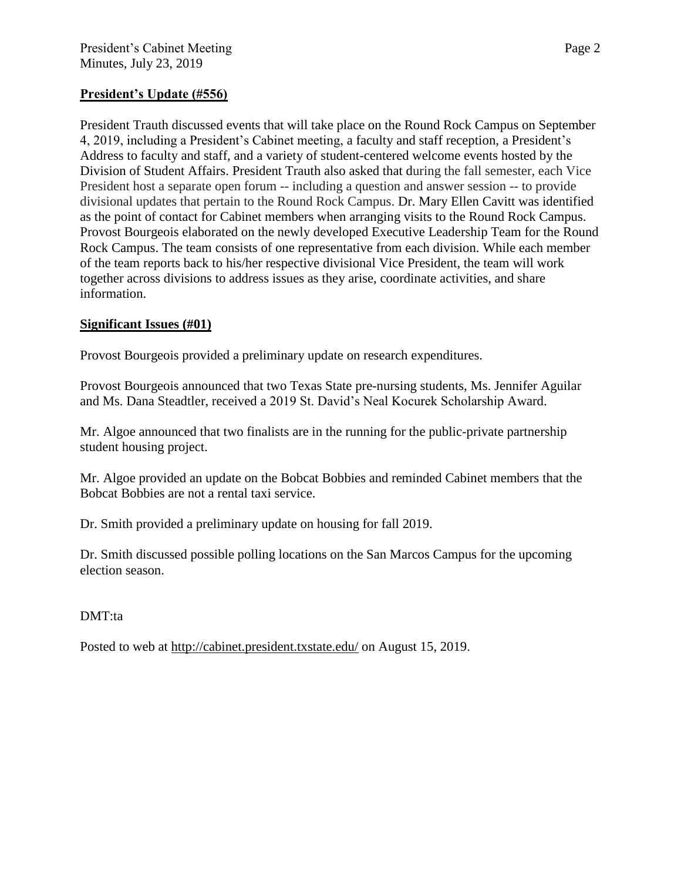## President's Update (#556)

President Trauth discussed events that will take place on the Round Rock Campus on September 4, 2019, including a President's Cabinet meeting, a faculty and staff reception, a President's Address to faculty and staff, and a variety of student-centered welcome events hosted by the Division of Student Affairs. President Trauth also asked that during the fall semester, each Vice President host a separate open forum -- including a question and answer session -- to provide divisional updates that pertain to the Round Rock Campus. Dr. Mary Ellen Cavitt was identified as the point of contact for Cabinet members when arranging visits to the Round Rock Campus. Provost Bourgeois elaborated on the newly developed Executive Leadership Team for the Round Rock Campus. The team consists of one representative from each division. While each member of the team reports back to his/her respective divisional Vice President, the team will work together across divisions to address issues as they arise, coordinate activities, and share information.

## Significant Issues (#01)

Provost Bourgeois provided a preliminary update on research expenditures.

Provost Bourgeois announced that two Texas State pre-nursing students, Ms. Jennifer Aguilar and Ms. Dana Steadtler, received a 2019 St. David's Neal Kocurek Scholarship Award.

Mr. Algoe announced that two finalists are in the running for the public-private partnership student housing project.

Mr. Algoe provided an update on the Bobcat Bobbies and reminded Cabinet members that the Bobcat Bobbies are not a rental taxi service.

Dr. Smith provided a preliminary update on housing for fall 2019.

Dr. Smith discussed possible polling locations on the San Marcos Campus for the upcoming election season.

DMT:ta

Posted to web at http://cabinet.president.txstate.edu/ on August 15, 2019.